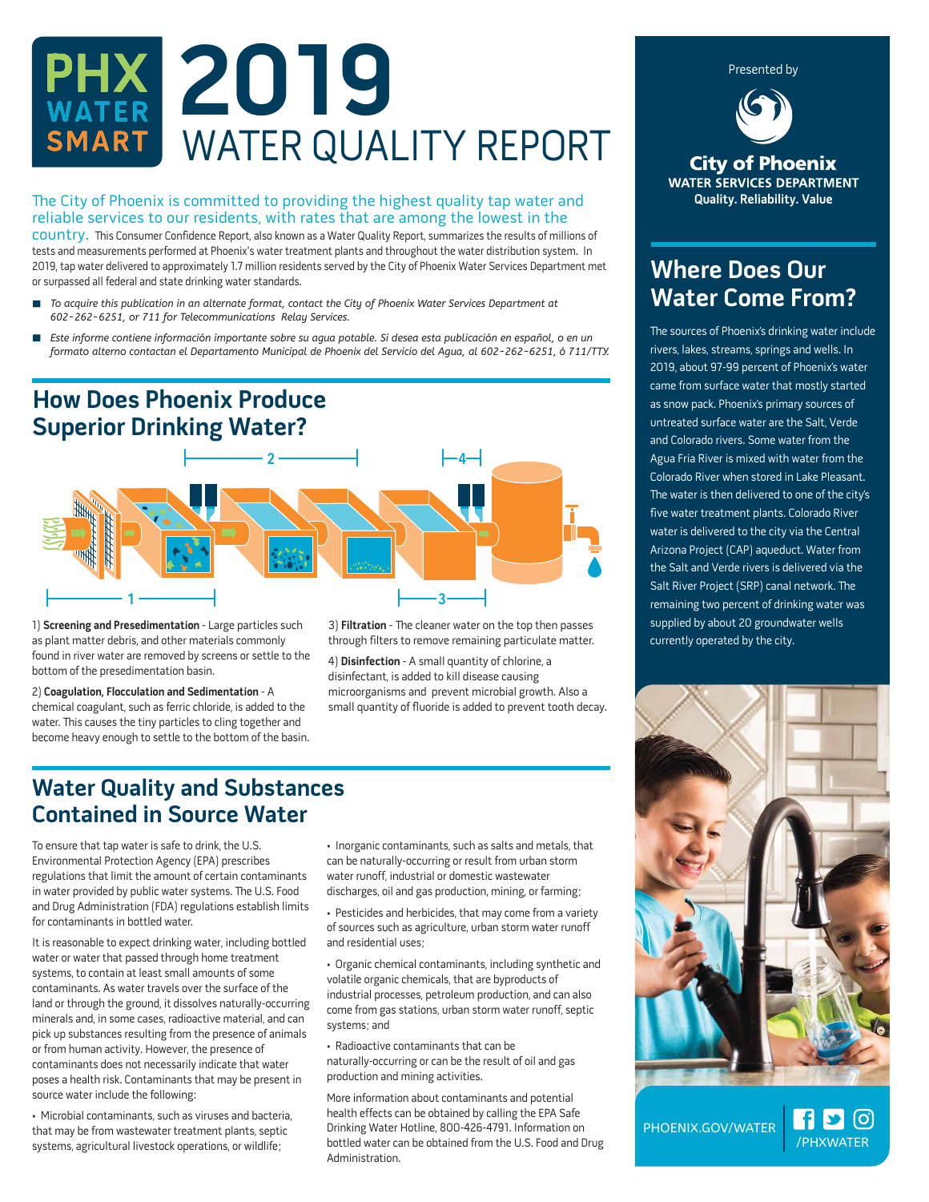# PHX WATER SMART 2019 WATER QUALITY REPORT

The City of Phoenix is committed to providing the highest quality tap water and reliable services to our residents, with rates that are among the lowest in the country. This Consumer Confidence Report, also known as a Water Quality Report, summarizes the results of millions of tests and measurements performed at Phoenix's water treatment plants and throughout the water distribution system. In 2019, tap water delivered to approximately 1.7 million residents served by the City of Phoenix Water Services Department met or surpassed all federal and state drinking water standards.

- *To acquire this publication in an alternate format, contact the City of Phoenix Water Services Department at 602-262-6251, or 711 for Telecommunications Relay Services.*
- *Este informe contiene información importante sobre su agua potable. Si desea esta publicación en español, o en un formato alterno contactan el Departamento Municipal de Phoenix del Servicio del Agua, al 602-262-6251, ó 711/TTY.*

## How Does Phoenix Produce Superior Drinking Water?

1) **Screening and Presedimentation** - Large particles such as plant matter debris, and other materials commonly found in river water are removed by screens or settle to the bottom of the presedimentation basin.

2) **Coagulation, Flocculation and Sedimentation** - A chemical coagulant, such as ferric chloride, is added to the water. This causes the tiny particles to cling together and become heavy enough to settle to the bottom of the basin.

3) **Filtration** - The cleaner water on the top then passes through filters to remove remaining particulate matter.

4) **Disinfection** - A small quantity of chlorine, a disinfectant, is added to kill disease causing microorganisms and prevent microbial growth. Also a small quantity of fluoride is added to prevent tooth decay.

## Water Quality and Substances Contained in Source Water

To ensure that tap water is safe to drink, the U.S. Environmental Protection Agency (EPA) prescribes regulations that limit the amount of certain contaminants in water provided by public water systems. The U.S. Food and Drug Administration (FDA) regulations establish limits for contaminants in bottled water.

It is reasonable to expect drinking water, including bottled water or water that passed through home treatment systems, to contain at least small amounts of some contaminants. As water travels over the surface of the land or through the ground, it dissolves naturally-occurring minerals and, in some cases, radioactive material, and can pick up substances resulting from the presence of animals or from human activity. However, the presence of contaminants does not necessarily indicate that water poses a health risk. Contaminants that may be present in source water include the following:

- Microbial contaminants, such as viruses and bacteria, that may be from wastewater treatment plants, septic systems, agricultural livestock operations, or wildlife;
- Inorganic contaminants, such as salts and metals, that can be naturally-occurring or result from urban storm water runoff, industrial or domestic wastewater discharges, oil and gas production, mining, or farming;
- Pesticides and herbicides, that may come from a variety of sources such as agriculture, urban storm water runoff and residential uses;
- Organic chemical contaminants, including synthetic and volatile organic chemicals, that are byproducts of industrial processes, petroleum production, and can also come from gas stations, urban storm water runoff, septic systems; and
- Radioactive contaminants that can be naturally-occurring or can be the result of oil and gas production and mining activities.

More information about contaminants and potential health effects can be obtained by calling the EPA Safe Drinking Water Hotline, 800-426-4791. Information on bottled water can be obtained from the U.S. Food and Drug Administration.

Presented by

**City of Phoenix**
**WATER SERVICES DEPARTMENT**
**Quality. Reliability. Value**

## Where Does Our Water Come From?

The sources of Phoenix's drinking water include rivers, lakes, streams, springs and wells. In 2019, about 97-99 percent of Phoenix's water came from surface water that mostly started as snow pack. Phoenix's primary sources of untreated surface water are the Salt, Verde and Colorado rivers. Some water from the Agua Fria River is mixed with water from the Colorado River when stored in Lake Pleasant. The water is then delivered to one of the city's five water treatment plants. Colorado River water is delivered to the city via the Central Arizona Project (CAP) aqueduct. Water from the Salt and Verde rivers is delivered via the Salt River Project (SRP) canal network. The remaining two percent of drinking water was supplied by about 20 groundwater wells currently operated by the city.

PHOENIX.GOV/WATER /PHXWATER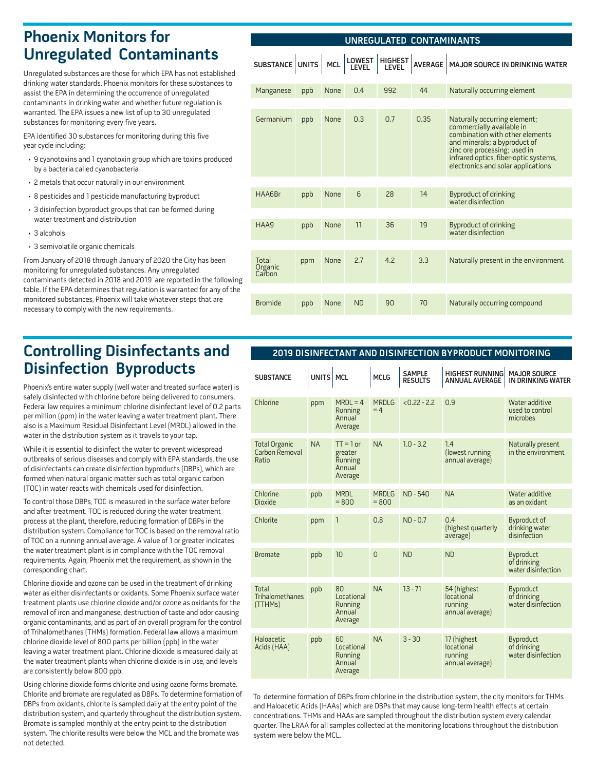# Phoenix Monitors for Unregulated Contaminants

Unregulated substances are those for which EPA has not established drinking water standards. Phoenix monitors for these substances to assist the EPA in determining the occurrence of unregulated contaminants in drinking water and whether future regulation is warranted. The EPA issues a new list of up to 30 unregulated substances for monitoring every five years.

EPA identified 30 substances for monitoring during this five year cycle including:

- 9 cyanotoxins and 1 cyanotoxin group which are toxins produced by a bacteria called cyanobacteria
- 2 metals that occur naturally in our environment
- 8 pesticides and 1 pesticide manufacturing byproduct
- 3 disinfection byproduct groups that can be formed during water treatment and distribution
- 3 alcohols
- 3 semivolatile organic chemicals

From January of 2018 through January of 2020 the City has been monitoring for unregulated substances. Any unregulated contaminants detected in 2018 and 2019 are reported in the following table. If the EPA determines that regulation is warranted for any of the monitored substances, Phoenix will take whatever steps that are necessary to comply with the new requirements.

**UNREGULATED CONTAMINANTS**

| SUBSTANCE | UNITS | MCL | LOWEST LEVEL | HIGHEST LEVEL | AVERAGE | MAJOR SOURCE IN DRINKING WATER |
|---|---|---|---|---|---|---|
| Manganese | ppb | None | 0.4 | 992 | 44 | Naturally occurring element |
| Germanium | ppb | None | 0.3 | 0.7 | 0.35 | Naturally occurring element; commercially available in combination with other elements and minerals; a byproduct of zinc ore processing; used in infrared optics, fiber-optic systems, electronics and solar applications |
| HAA6Br | ppb | None | 6 | 28 | 14 | Byproduct of drinking water disinfection |
| HAA9 | ppb | None | 11 | 36 | 19 | Byproduct of drinking water disinfection |
| Total Organic Carbon | ppm | None | 2.7 | 4.2 | 3.3 | Naturally present in the environment |
| Bromide | ppb | None | ND | 90 | 70 | Naturally occurring compound |

# Controlling Disinfectants and Disinfection Byproducts

Phoenix's entire water supply (well water and treated surface water) is safely disinfected with chlorine before being delivered to consumers. Federal law requires a minimum chlorine disinfectant level of 0.2 parts per million (ppm) in the water leaving a water treatment plant. There also is a Maximum Residual Disinfectant Level (MRDL) allowed in the water in the distribution system as it travels to your tap.

While it is essential to disinfect the water to prevent widespread outbreaks of serious diseases and comply with EPA standards, the use of disinfectants can create disinfection byproducts (DBPs), which are formed when natural organic matter such as total organic carbon (TOC) in water reacts with chemicals used for disinfection.

To control those DBPs, TOC is measured in the surface water before and after treatment. TOC is reduced during the water treatment process at the plant, therefore, reducing formation of DBPs in the distribution system. Compliance for TOC is based on the removal ratio of TOC on a running annual average. A value of 1 or greater indicates the water treatment plant is in compliance with the TOC removal requirements. Again, Phoenix met the requirement, as shown in the corresponding chart.

Chlorine dioxide and ozone can be used in the treatment of drinking water as either disinfectants or oxidants. Some Phoenix surface water treatment plants use chlorine dioxide and/or ozone as oxidants for the removal of iron and manganese, destruction of taste and odor causing organic contaminants, and as part of an overall program for the control of Trihalomethanes (THMs) formation. Federal law allows a maximum chlorine dioxide level of 800 parts per billion (ppb) in the water leaving a water treatment plant. Chlorine dioxide is measured daily at the water treatment plants when chlorine dioxide is in use, and levels are consistently below 800 ppb.

Using chlorine dioxide forms chlorite and using ozone forms bromate. Chlorite and bromate are regulated as DBPs. To determine formation of DBPs from oxidants, chlorite is sampled daily at the entry point of the distribution system, and quarterly throughout the distribution system. Bromate is sampled monthly at the entry point to the distribution system. The chlorite results were below the MCL and the bromate was not detected.

**2019 DISINFECTANT AND DISINFECTION BYPRODUCT MONITORING**

| SUBSTANCE | UNITS | MCL | MCLG | SAMPLE RESULTS | HIGHEST RUNNING ANNUAL AVERAGE | MAJOR SOURCE IN DRINKING WATER |
|---|---|---|---|---|---|---|
| Chlorine | ppm | MRDL = 4 Running Annual Average | MRDLG = 4 | <0.22 - 2.2 | 0.9 | Water additive used to control microbes |
| Total Organic Carbon Removal Ratio | NA | TT = 1 or greater Running Annual Average | NA | 1.0 - 3.2 | 1.4 (lowest running annual average) | Naturally present in the environment |
| Chlorine Dioxide | ppb | MRDL = 800 | MRDLG = 800 | ND - 540 | NA | Water additive as an oxidant |
| Chlorite | ppm | 1 | 0.8 | ND - 0.7 | 0.4 (highest quarterly average) | Byproduct of drinking water disinfection |
| Bromate | ppb | 10 | 0 | ND | ND | Byproduct of drinking water disinfection |
| Total Trihalomethanes (TTHMs) | ppb | 80 Locational Running Annual Average | NA | 13 - 71 | 54 (highest locational running annual average) | Byproduct of drinking water disinfection |
| Haloacetic Acids (HAA) | ppb | 60 Locational Running Annual Average | NA | 3 - 30 | 17 (highest locational running annual average) | Byproduct of drinking water disinfection |

To determine formation of DBPs from chlorine in the distribution system, the city monitors for THMs and Haloacetic Acids (HAAs) which are DBPs that may cause long-term health effects at certain concentrations. THMs and HAAs are sampled throughout the distribution system every calendar quarter. The LRAA for all samples collected at the monitoring locations throughout the distribution system were below the MCL.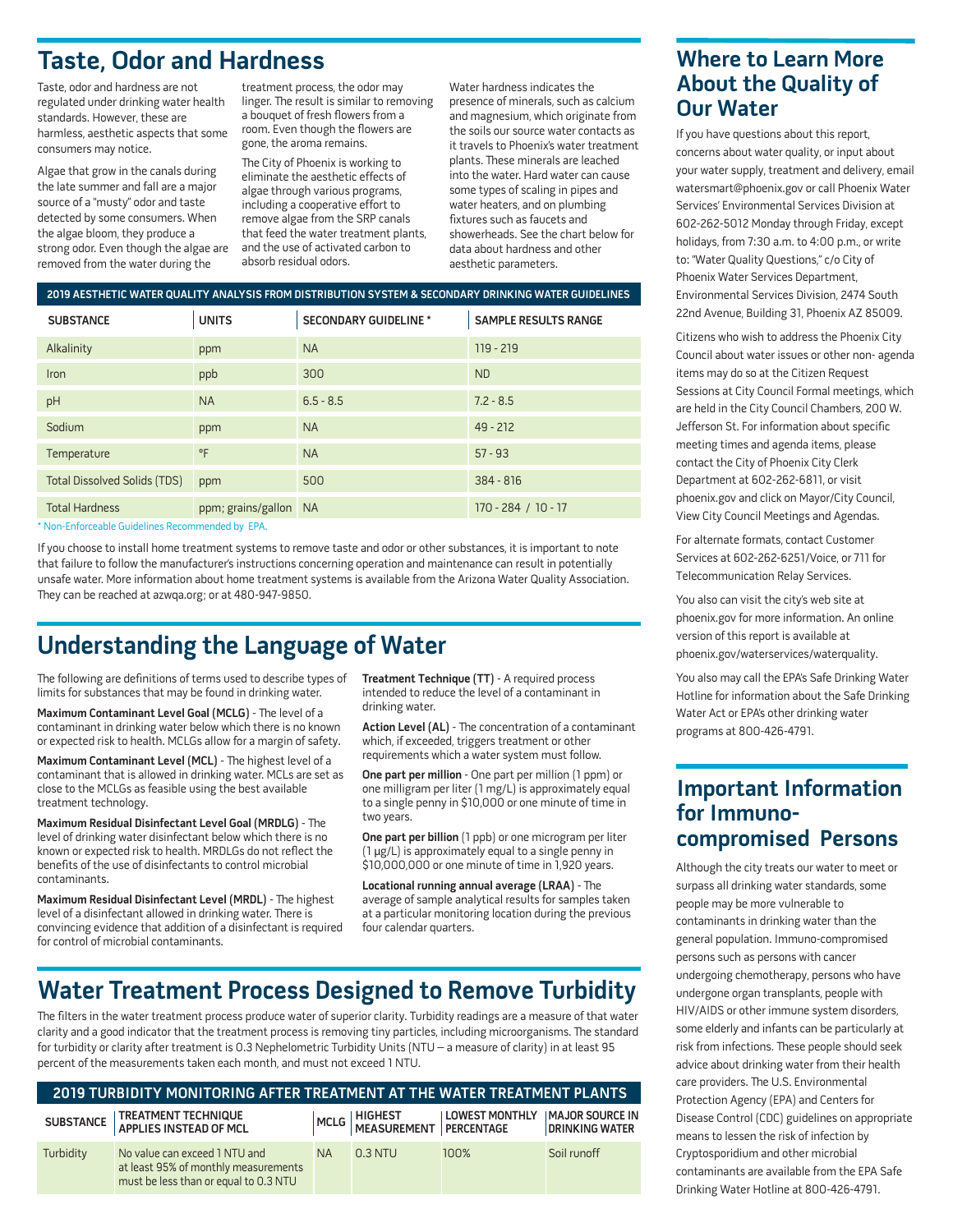## Taste, Odor and Hardness

Taste, odor and hardness are not regulated under drinking water health standards. However, these are harmless, aesthetic aspects that some consumers may notice.

Algae that grow in the canals during the late summer and fall are a major source of a "musty" odor and taste detected by some consumers. When the algae bloom, they produce a strong odor. Even though the algae are removed from the water during the treatment process, the odor may linger. The result is similar to removing a bouquet of fresh flowers from a room. Even though the flowers are gone, the aroma remains.

The City of Phoenix is working to eliminate the aesthetic effects of algae through various programs, including a cooperative effort to remove algae from the SRP canals that feed the water treatment plants, and the use of activated carbon to absorb residual odors.

Water hardness indicates the presence of minerals, such as calcium and magnesium, which originate from the soils our source water contacts as it travels to Phoenix's water treatment plants. These minerals are leached into the water. Hard water can cause some types of scaling in pipes and water heaters, and on plumbing fixtures such as faucets and showerheads. See the chart below for data about hardness and other aesthetic parameters.

**2019 AESTHETIC WATER QUALITY ANALYSIS FROM DISTRIBUTION SYSTEM & SECONDARY DRINKING WATER GUIDELINES**

| SUBSTANCE | UNITS | SECONDARY GUIDELINE * | SAMPLE RESULTS RANGE |
|---|---|---|---|
| Alkalinity | ppm | NA | 119 - 219 |
| Iron | ppb | 300 | ND |
| pH | NA | 6.5 - 8.5 | 7.2 - 8.5 |
| Sodium | ppm | NA | 49 - 212 |
| Temperature | °F | NA | 57 - 93 |
| Total Dissolved Solids (TDS) | ppm | 500 | 384 - 816 |
| Total Hardness | ppm; grains/gallon | NA | 170 - 284 / 10 - 17 |

\* Non-Enforceable Guidelines Recommended by EPA.

If you choose to install home treatment systems to remove taste and odor or other substances, it is important to note that failure to follow the manufacturer's instructions concerning operation and maintenance can result in potentially unsafe water. More information about home treatment systems is available from the Arizona Water Quality Association. They can be reached at azwqa.org; or at 480-947-9850.

## Understanding the Language of Water

The following are definitions of terms used to describe types of limits for substances that may be found in drinking water.

**Maximum Contaminant Level Goal (MCLG)** - The level of a contaminant in drinking water below which there is no known or expected risk to health. MCLGs allow for a margin of safety.

**Maximum Contaminant Level (MCL)** - The highest level of a contaminant that is allowed in drinking water. MCLs are set as close to the MCLGs as feasible using the best available treatment technology.

**Maximum Residual Disinfectant Level Goal (MRDLG)** - The level of drinking water disinfectant below which there is no known or expected risk to health. MRDLGs do not reflect the benefits of the use of disinfectants to control microbial contaminants.

**Maximum Residual Disinfectant Level (MRDL)** - The highest level of a disinfectant allowed in drinking water. There is convincing evidence that addition of a disinfectant is required for control of microbial contaminants.

**Treatment Technique (TT)** - A required process intended to reduce the level of a contaminant in drinking water.

**Action Level (AL)** - The concentration of a contaminant which, if exceeded, triggers treatment or other requirements which a water system must follow.

**One part per million** - One part per million (1 ppm) or one milligram per liter (1 mg/L) is approximately equal to a single penny in $10,000 or one minute of time in two years.

**One part per billion** (1 ppb) or one microgram per liter (1 µg/L) is approximately equal to a single penny in $10,000,000 or one minute of time in 1,920 years.

**Locational running annual average (LRAA)** - The average of sample analytical results for samples taken at a particular monitoring location during the previous four calendar quarters.

## Water Treatment Process Designed to Remove Turbidity

The filters in the water treatment process produce water of superior clarity. Turbidity readings are a measure of that water clarity and a good indicator that the treatment process is removing tiny particles, including microorganisms. The standard for turbidity or clarity after treatment is 0.3 Nephelometric Turbidity Units (NTU – a measure of clarity) in at least 95 percent of the measurements taken each month, and must not exceed 1 NTU.

**2019 TURBIDITY MONITORING AFTER TREATMENT AT THE WATER TREATMENT PLANTS**

| SUBSTANCE | TREATMENT TECHNIQUE APPLIES INSTEAD OF MCL | MCLG | HIGHEST MEASUREMENT | LOWEST MONTHLY PERCENTAGE | MAJOR SOURCE IN DRINKING WATER |
|---|---|---|---|---|---|
| Turbidity | No value can exceed 1 NTU and at least 95% of monthly measurements must be less than or equal to 0.3 NTU | NA | 0.3 NTU | 100% | Soil runoff |

## Where to Learn More About the Quality of Our Water

If you have questions about this report, concerns about water quality, or input about your water supply, treatment and delivery, email watersmart@phoenix.gov or call Phoenix Water Services' Environmental Services Division at 602-262-5012 Monday through Friday, except holidays, from 7:30 a.m. to 4:00 p.m., or write to: "Water Quality Questions," c/o City of Phoenix Water Services Department, Environmental Services Division, 2474 South 22nd Avenue, Building 31, Phoenix AZ 85009.

Citizens who wish to address the Phoenix City Council about water issues or other non- agenda items may do so at the Citizen Request Sessions at City Council Formal meetings, which are held in the City Council Chambers, 200 W. Jefferson St. For information about specific meeting times and agenda items, please contact the City of Phoenix City Clerk Department at 602-262-6811, or visit phoenix.gov and click on Mayor/City Council, View City Council Meetings and Agendas.

For alternate formats, contact Customer Services at 602-262-6251/Voice, or 711 for Telecommunication Relay Services.

You also can visit the city's web site at phoenix.gov for more information. An online version of this report is available at phoenix.gov/waterservices/waterquality.

You also may call the EPA's Safe Drinking Water Hotline for information about the Safe Drinking Water Act or EPA's other drinking water programs at 800-426-4791.

## Important Information for Immuno-compromised Persons

Although the city treats our water to meet or surpass all drinking water standards, some people may be more vulnerable to contaminants in drinking water than the general population. Immuno-compromised persons such as persons with cancer undergoing chemotherapy, persons who have undergone organ transplants, people with HIV/AIDS or other immune system disorders, some elderly and infants can be particularly at risk from infections. These people should seek advice about drinking water from their health care providers. The U.S. Environmental Protection Agency (EPA) and Centers for Disease Control (CDC) guidelines on appropriate means to lessen the risk of infection by Cryptosporidium and other microbial contaminants are available from the EPA Safe Drinking Water Hotline at 800-426-4791.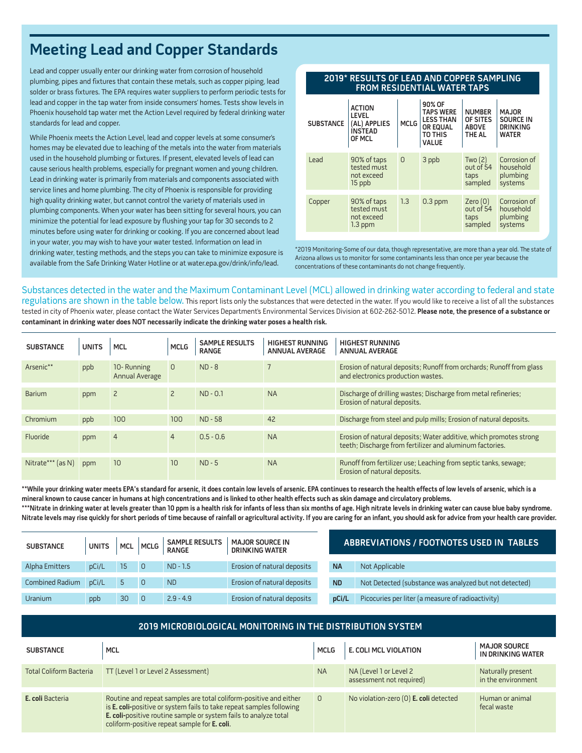# Meeting Lead and Copper Standards

Lead and copper usually enter our drinking water from corrosion of household plumbing, pipes and fixtures that contain these metals, such as copper piping, lead solder or brass fixtures. The EPA requires water suppliers to perform periodic tests for lead and copper in the tap water from inside consumers' homes. Tests show levels in Phoenix household tap water met the Action Level required by federal drinking water standards for lead and copper.

While Phoenix meets the Action Level, lead and copper levels at some consumer's homes may be elevated due to leaching of the metals into the water from materials used in the household plumbing or fixtures. If present, elevated levels of lead can cause serious health problems, especially for pregnant women and young children. Lead in drinking water is primarily from materials and components associated with service lines and home plumbing. The city of Phoenix is responsible for providing high quality drinking water, but cannot control the variety of materials used in plumbing components. When your water has been sitting for several hours, you can minimize the potential for lead exposure by flushing your tap for 30 seconds to 2 minutes before using water for drinking or cooking. If you are concerned about lead in your water, you may wish to have your water tested. Information on lead in drinking water, testing methods, and the steps you can take to minimize exposure is available from the Safe Drinking Water Hotline or at water.epa.gov/drink/info/lead.

**2019* RESULTS OF LEAD AND COPPER SAMPLING FROM RESIDENTIAL WATER TAPS**

| SUBSTANCE | ACTION LEVEL (AL) APPLIES INSTEAD OF MCL | MCLG | 90% OF TAPS WERE LESS THAN OR EQUAL TO THIS VALUE | NUMBER OF SITES ABOVE THE AL | MAJOR SOURCE IN DRINKING WATER |
|---|---|---|---|---|---|
| Lead | 90% of taps tested must not exceed 15 ppb | 0 | 3 ppb | Two (2) out of 54 taps sampled | Corrosion of household plumbing systems |
| Copper | 90% of taps tested must not exceed 1.3 ppm | 1.3 | 0.3 ppm | Zero (0) out of 54 taps sampled | Corrosion of household plumbing systems |

*2019 Monitoring-Some of our data, though representative, are more than a year old. The state of Arizona allows us to monitor for some contaminants less than once per year because the concentrations of these contaminants do not change frequently.

Substances detected in the water and the Maximum Contaminant Level (MCL) allowed in drinking water according to federal and state regulations are shown in the table below. This report lists only the substances that were detected in the water. If you would like to receive a list of all the substances tested in city of Phoenix water, please contact the Water Services Department's Environmental Services Division at 602-262-5012. **Please note, the presence of a substance or contaminant in drinking water does NOT necessarily indicate the drinking water poses a health risk.**

| SUBSTANCE | UNITS | MCL | MCLG | SAMPLE RESULTS RANGE | HIGHEST RUNNING ANNUAL AVERAGE | HIGHEST RUNNING ANNUAL AVERAGE |
|---|---|---|---|---|---|---|
| Arsenic** | ppb | 10- Running Annual Average | 0 | ND - 8 | 7 | Erosion of natural deposits; Runoff from orchards; Runoff from glass and electronics production wastes. |
| Barium | ppm | 2 | 2 | ND - 0.1 | NA | Discharge of drilling wastes; Discharge from metal refineries; Erosion of natural deposits. |
| Chromium | ppb | 100 | 100 | ND - 58 | 42 | Discharge from steel and pulp mills; Erosion of natural deposits. |
| Fluoride | ppm | 4 | 4 | 0.5 - 0.6 | NA | Erosion of natural deposits; Water additive, which promotes strong teeth; Discharge from fertilizer and aluminum factories. |
| Nitrate*** (as N) | ppm | 10 | 10 | ND - 5 | NA | Runoff from fertilizer use; Leaching from septic tanks, sewage; Erosion of natural deposits. |

**While your drinking water meets EPA's standard for arsenic, it does contain low levels of arsenic. EPA continues to research the health effects of low levels of arsenic, which is a mineral known to cause cancer in humans at high concentrations and is linked to other health effects such as skin damage and circulatory problems.

***Nitrate in drinking water at levels greater than 10 ppm is a health risk for infants of less than six months of age. High nitrate levels in drinking water can cause blue baby syndrome. Nitrate levels may rise quickly for short periods of time because of rainfall or agricultural activity. If you are caring for an infant, you should ask for advice from your health care provider.**

| SUBSTANCE | UNITS | MCL | MCLG | SAMPLE RESULTS RANGE | MAJOR SOURCE IN DRINKING WATER |
|---|---|---|---|---|---|
| Alpha Emitters | pCi/L | 15 | 0 | ND - 1.5 | Erosion of natural deposits |
| Combined Radium | pCi/L | 5 | 0 | ND | Erosion of natural deposits |
| Uranium | ppb | 30 | 0 | 2.9 - 4.9 | Erosion of natural deposits |

**ABBREVIATIONS / FOOTNOTES USED IN TABLES**

| | |
|---|---|
| **NA** | Not Applicable |
| **ND** | Not Detected (substance was analyzed but not detected) |
| **pCi/L** | Picocuries per liter (a measure of radioactivity) |

**2019 MICROBIOLOGICAL MONITORING IN THE DISTRIBUTION SYSTEM**

| SUBSTANCE | MCL | MCLG | E. COLI MCL VIOLATION | MAJOR SOURCE IN DRINKING WATER |
|---|---|---|---|---|
| Total Coliform Bacteria | TT (Level 1 or Level 2 Assessment) | NA | NA (Level 1 or Level 2 assessment not required) | Naturally present in the environment |
| **E. coli** Bacteria | Routine and repeat samples are total coliform-positive and either is **E. coli**-positive or system fails to take repeat samples following **E. coli**-positive routine sample or system fails to analyze total coliform-positive repeat sample for **E. coli**. | 0 | No violation-zero (0) **E. coli** detected | Human or animal fecal waste |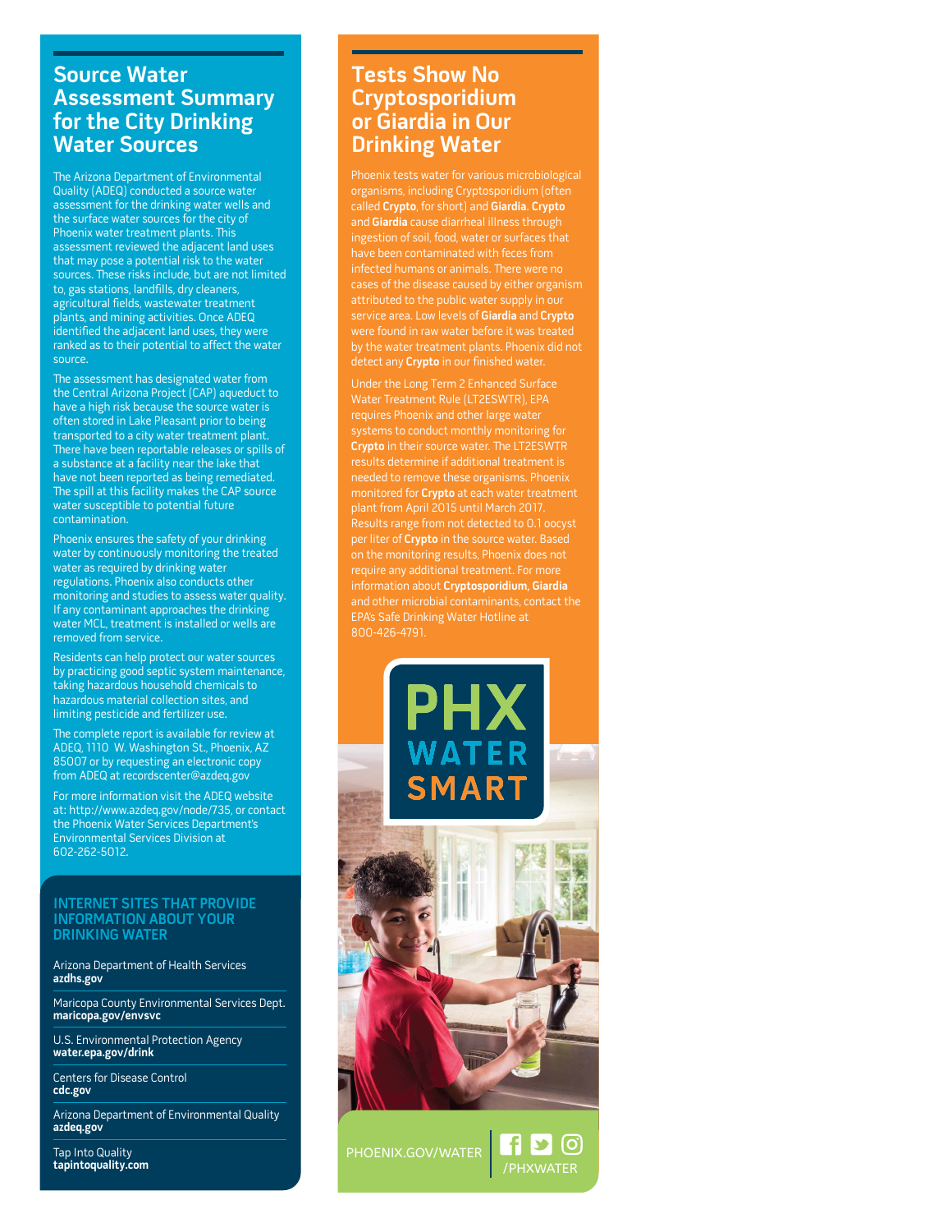## Source Water Assessment Summary for the City Drinking Water Sources

The Arizona Department of Environmental Quality (ADEQ) conducted a source water assessment for the drinking water wells and the surface water sources for the city of Phoenix water treatment plants. This assessment reviewed the adjacent land uses that may pose a potential risk to the water sources. These risks include, but are not limited to, gas stations, landfills, dry cleaners, agricultural fields, wastewater treatment plants, and mining activities. Once ADEQ identified the adjacent land uses, they were ranked as to their potential to affect the water source.

The assessment has designated water from the Central Arizona Project (CAP) aqueduct to have a high risk because the source water is often stored in Lake Pleasant prior to being transported to a city water treatment plant. There have been reportable releases or spills of a substance at a facility near the lake that have not been reported as being remediated. The spill at this facility makes the CAP source water susceptible to potential future contamination.

Phoenix ensures the safety of your drinking water by continuously monitoring the treated water as required by drinking water regulations. Phoenix also conducts other monitoring and studies to assess water quality. If any contaminant approaches the drinking water MCL, treatment is installed or wells are removed from service.

Residents can help protect our water sources by practicing good septic system maintenance, taking hazardous household chemicals to hazardous material collection sites, and limiting pesticide and fertilizer use.

The complete report is available for review at ADEQ, 1110 W. Washington St., Phoenix, AZ 85007 or by requesting an electronic copy from ADEQ at recordscenter@azdeq.gov

For more information visit the ADEQ website at: http://www.azdeq.gov/node/735, or contact the Phoenix Water Services Department's Environmental Services Division at 602-262-5012.

### INTERNET SITES THAT PROVIDE INFORMATION ABOUT YOUR DRINKING WATER

Arizona Department of Health Services
**azdhs.gov**

Maricopa County Environmental Services Dept.
**maricopa.gov/envsvc**

U.S. Environmental Protection Agency
**water.epa.gov/drink**

Centers for Disease Control
**cdc.gov**

Arizona Department of Environmental Quality
**azdeq.gov**

Tap Into Quality
**tapintoquality.com**

## Tests Show No Cryptosporidium or Giardia in Our Drinking Water

Phoenix tests water for various microbiological organisms, including Cryptosporidium (often called **Crypto**, for short) and **Giardia**. **Crypto** and **Giardia** cause diarrheal illness through ingestion of soil, food, water or surfaces that have been contaminated with feces from infected humans or animals. There were no cases of the disease caused by either organism attributed to the public water supply in our service area. Low levels of **Giardia** and **Crypto** were found in raw water before it was treated by the water treatment plants. Phoenix did not detect any **Crypto** in our finished water.

Under the Long Term 2 Enhanced Surface Water Treatment Rule (LT2ESWTR), EPA requires Phoenix and other large water systems to conduct monthly monitoring for **Crypto** in their source water. The LT2ESWTR results determine if additional treatment is needed to remove these organisms. Phoenix monitored for **Crypto** at each water treatment plant from April 2015 until March 2017. Results range from not detected to 0.1 oocyst per liter of **Crypto** in the source water. Based on the monitoring results, Phoenix does not require any additional treatment. For more information about **Cryptosporidium**, **Giardia** and other microbial contaminants, contact the EPA's Safe Drinking Water Hotline at 800-426-4791.

PHX WATER SMART

PHOENIX.GOV/WATER | /PHXWATER